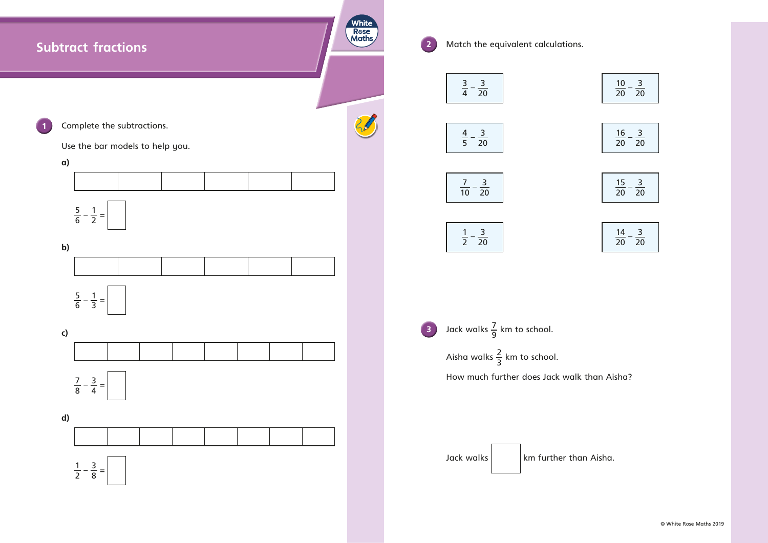# Subtract fractions

**1** Complete the subtractions.

Use the bar models to help you.

**a)**

| | | | | | |
|---|---|---|---|---|---|
| | | | | | |

$\frac{5}{6} - \frac{1}{2} =$ ☐

**b)**

| | | | | | |
|---|---|---|---|---|---|
| | | | | | |

$\frac{5}{6} - \frac{1}{3} =$ ☐

**c)**

| | | | | | | | |
|---|---|---|---|---|---|---|---|
| | | | | | | | |

$\frac{7}{8} - \frac{3}{4} =$ ☐

**d)**

| | | | | | | | |
|---|---|---|---|---|---|---|---|
| | | | | | | | |

$\frac{1}{2} - \frac{3}{8} =$ ☐

**2** Match the equivalent calculations.

$\frac{3}{4} - \frac{3}{20}$ $\qquad$ $\frac{10}{20} - \frac{3}{20}$

$\frac{4}{5} - \frac{3}{20}$ $\qquad$ $\frac{16}{20} - \frac{3}{20}$

$\frac{7}{10} - \frac{3}{20}$ $\qquad$ $\frac{15}{20} - \frac{3}{20}$

$\frac{1}{2} - \frac{3}{20}$ $\qquad$ $\frac{14}{20} - \frac{3}{20}$

**3** Jack walks $\frac{7}{9}$ km to school.

Aisha walks $\frac{2}{3}$ km to school.

How much further does Jack walk than Aisha?

Jack walks ☐ km further than Aisha.

© White Rose Maths 2019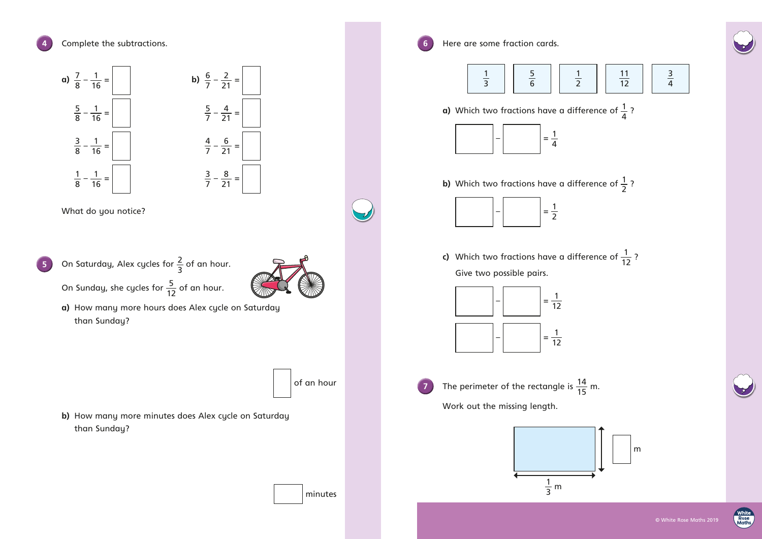**4** Complete the subtractions.

**a)** $\frac{7}{8} - \frac{1}{16} = \square$

$\frac{5}{8} - \frac{1}{16} = \square$

$\frac{3}{8} - \frac{1}{16} = \square$

$\frac{1}{8} - \frac{1}{16} = \square$

**b)** $\frac{6}{7} - \frac{2}{21} = \square$

$\frac{5}{7} - \frac{4}{21} = \square$

$\frac{4}{7} - \frac{6}{21} = \square$

$\frac{3}{7} - \frac{8}{21} = \square$

What do you notice?

**5** On Saturday, Alex cycles for $\frac{2}{3}$ of an hour.

On Sunday, she cycles for $\frac{5}{12}$ of an hour.

**a)** How many more hours does Alex cycle on Saturday than Sunday?

$\square$ of an hour

**b)** How many more minutes does Alex cycle on Saturday than Sunday?

$\square$ minutes

**6** Here are some fraction cards.

| | | | | |
|---|---|---|---|---|
| $\frac{1}{3}$ | $\frac{5}{6}$ | $\frac{1}{2}$ | $\frac{11}{12}$ | $\frac{3}{4}$ |

**a)** Which two fractions have a difference of $\frac{1}{4}$?

$\square - \square = \frac{1}{4}$

**b)** Which two fractions have a difference of $\frac{1}{2}$?

$\square - \square = \frac{1}{2}$

**c)** Which two fractions have a difference of $\frac{1}{12}$?

Give two possible pairs.

$\square - \square = \frac{1}{12}$

$\square - \square = \frac{1}{12}$

**7** The perimeter of the rectangle is $\frac{14}{15}$ m.

Work out the missing length.

$\square$ m

$\frac{1}{3}$ m